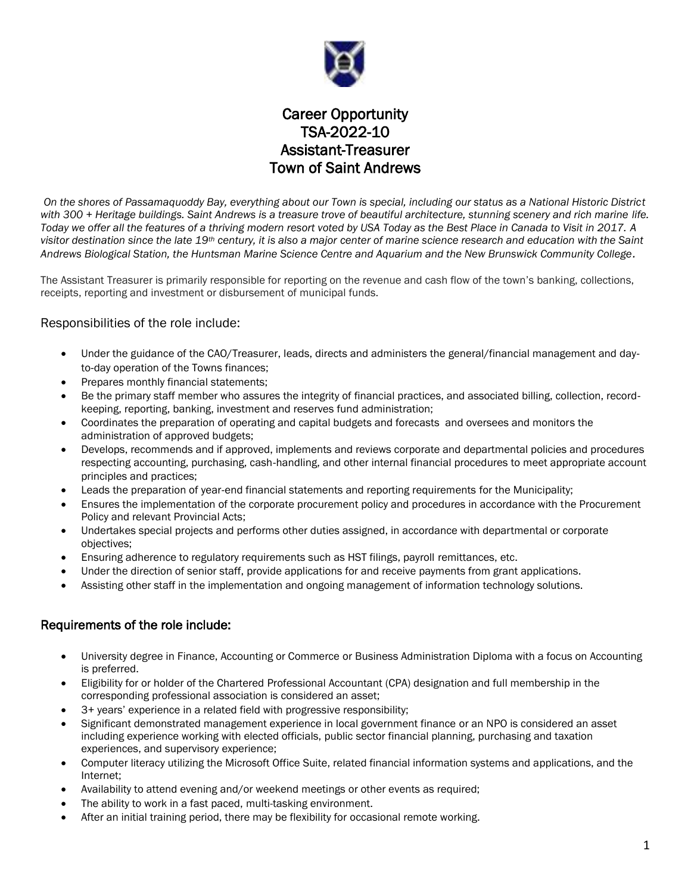# Career Opportunity
# TSA-2022-10
# Assistant-Treasurer
# Town of Saint Andrews

*On the shores of Passamaquoddy Bay, everything about our Town is special, including our status as a National Historic District with 300 + Heritage buildings. Saint Andrews is a treasure trove of beautiful architecture, stunning scenery and rich marine life. Today we offer all the features of a thriving modern resort voted by USA Today as the Best Place in Canada to Visit in 2017. A visitor destination since the late 19th century, it is also a major center of marine science research and education with the Saint Andrews Biological Station, the Huntsman Marine Science Centre and Aquarium and the New Brunswick Community College.*

The Assistant Treasurer is primarily responsible for reporting on the revenue and cash flow of the town's banking, collections, receipts, reporting and investment or disbursement of municipal funds.

## Responsibilities of the role include:

- Under the guidance of the CAO/Treasurer, leads, directs and administers the general/financial management and day-to-day operation of the Towns finances;
- Prepares monthly financial statements;
- Be the primary staff member who assures the integrity of financial practices, and associated billing, collection, record-keeping, reporting, banking, investment and reserves fund administration;
- Coordinates the preparation of operating and capital budgets and forecasts and oversees and monitors the administration of approved budgets;
- Develops, recommends and if approved, implements and reviews corporate and departmental policies and procedures respecting accounting, purchasing, cash-handling, and other internal financial procedures to meet appropriate account principles and practices;
- Leads the preparation of year-end financial statements and reporting requirements for the Municipality;
- Ensures the implementation of the corporate procurement policy and procedures in accordance with the Procurement Policy and relevant Provincial Acts;
- Undertakes special projects and performs other duties assigned, in accordance with departmental or corporate objectives;
- Ensuring adherence to regulatory requirements such as HST filings, payroll remittances, etc.
- Under the direction of senior staff, provide applications for and receive payments from grant applications.
- Assisting other staff in the implementation and ongoing management of information technology solutions.

## Requirements of the role include:

- University degree in Finance, Accounting or Commerce or Business Administration Diploma with a focus on Accounting is preferred.
- Eligibility for or holder of the Chartered Professional Accountant (CPA) designation and full membership in the corresponding professional association is considered an asset;
- 3+ years' experience in a related field with progressive responsibility;
- Significant demonstrated management experience in local government finance or an NPO is considered an asset including experience working with elected officials, public sector financial planning, purchasing and taxation experiences, and supervisory experience;
- Computer literacy utilizing the Microsoft Office Suite, related financial information systems and applications, and the Internet;
- Availability to attend evening and/or weekend meetings or other events as required;
- The ability to work in a fast paced, multi-tasking environment.
- After an initial training period, there may be flexibility for occasional remote working.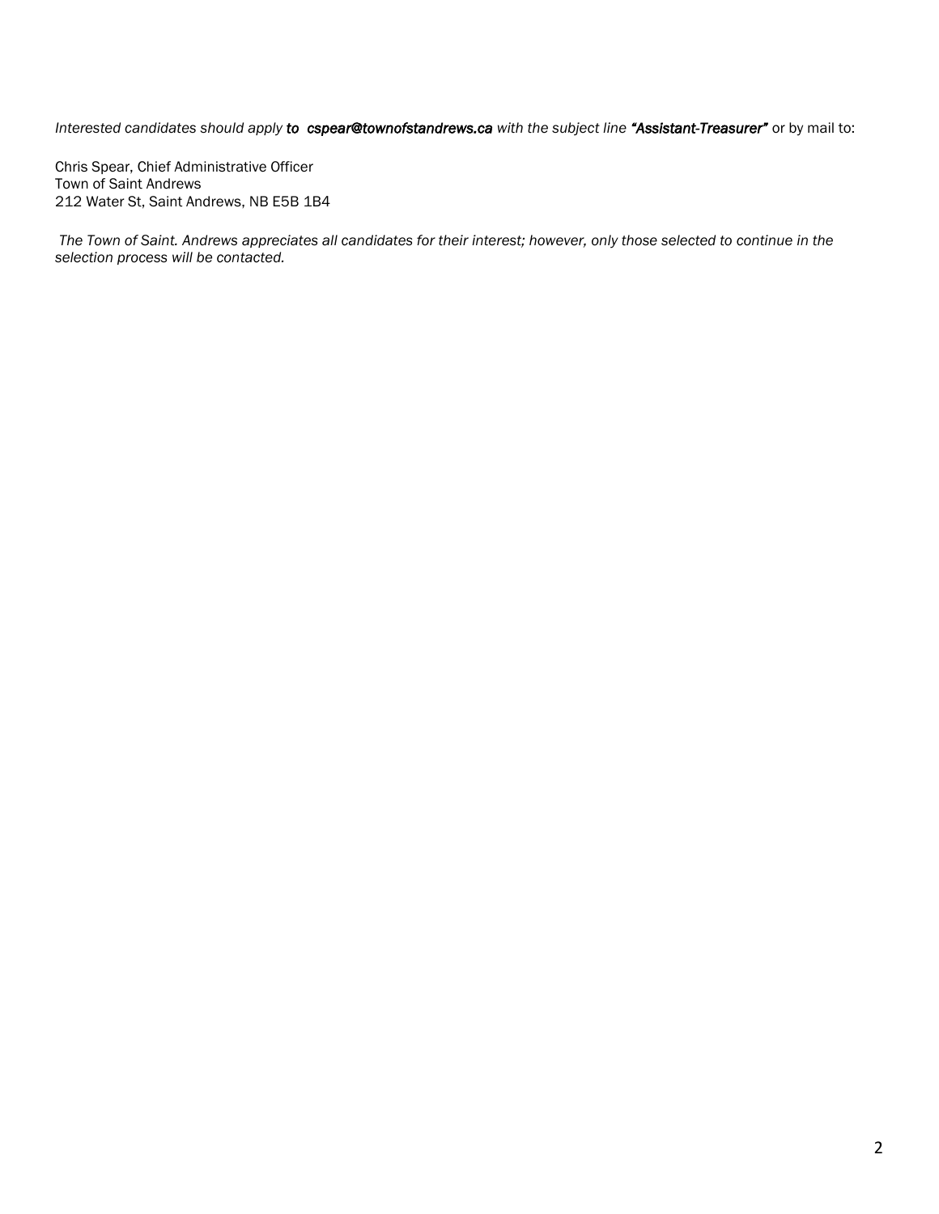*Interested candidates should apply* ***to cspear@townofstandrews.ca*** *with the subject line* ***"Assistant-Treasurer"*** or by mail to:

Chris Spear, Chief Administrative Officer
Town of Saint Andrews
212 Water St, Saint Andrews, NB E5B 1B4

*The Town of Saint. Andrews appreciates all candidates for their interest; however, only those selected to continue in the selection process will be contacted.*